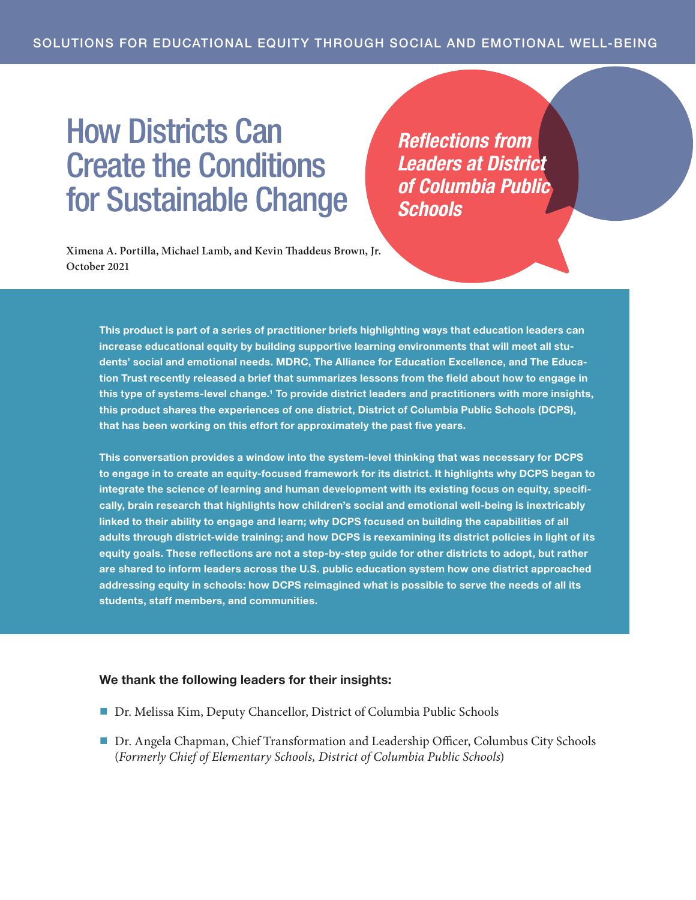SOLUTIONS FOR EDUCATIONAL EQUITY THROUGH SOCIAL AND EMOTIONAL WELL-BEING

# How Districts Can Create the Conditions for Sustainable Change

## *Reflections from Leaders at District of Columbia Public Schools*

**Ximena A. Portilla, Michael Lamb, and Kevin Thaddeus Brown, Jr.**
**October 2021**

**This product is part of a series of practitioner briefs highlighting ways that education leaders can increase educational equity by building supportive learning environments that will meet all students' social and emotional needs. MDRC, The Alliance for Education Excellence, and The Education Trust recently released a brief that summarizes lessons from the field about how to engage in this type of systems-level change.[1] To provide district leaders and practitioners with more insights, this product shares the experiences of one district, District of Columbia Public Schools (DCPS), that has been working on this effort for approximately the past five years.**

**This conversation provides a window into the system-level thinking that was necessary for DCPS to engage in to create an equity-focused framework for its district. It highlights why DCPS began to integrate the science of learning and human development with its existing focus on equity, specifically, brain research that highlights how children's social and emotional well-being is inextricably linked to their ability to engage and learn; why DCPS focused on building the capabilities of all adults through district-wide training; and how DCPS is reexamining its district policies in light of its equity goals. These reflections are not a step-by-step guide for other districts to adopt, but rather are shared to inform leaders across the U.S. public education system how one district approached addressing equity in schools: how DCPS reimagined what is possible to serve the needs of all its students, staff members, and communities.**

**We thank the following leaders for their insights:**

- Dr. Melissa Kim, Deputy Chancellor, District of Columbia Public Schools
- Dr. Angela Chapman, Chief Transformation and Leadership Officer, Columbus City Schools (*Formerly Chief of Elementary Schools, District of Columbia Public Schools*)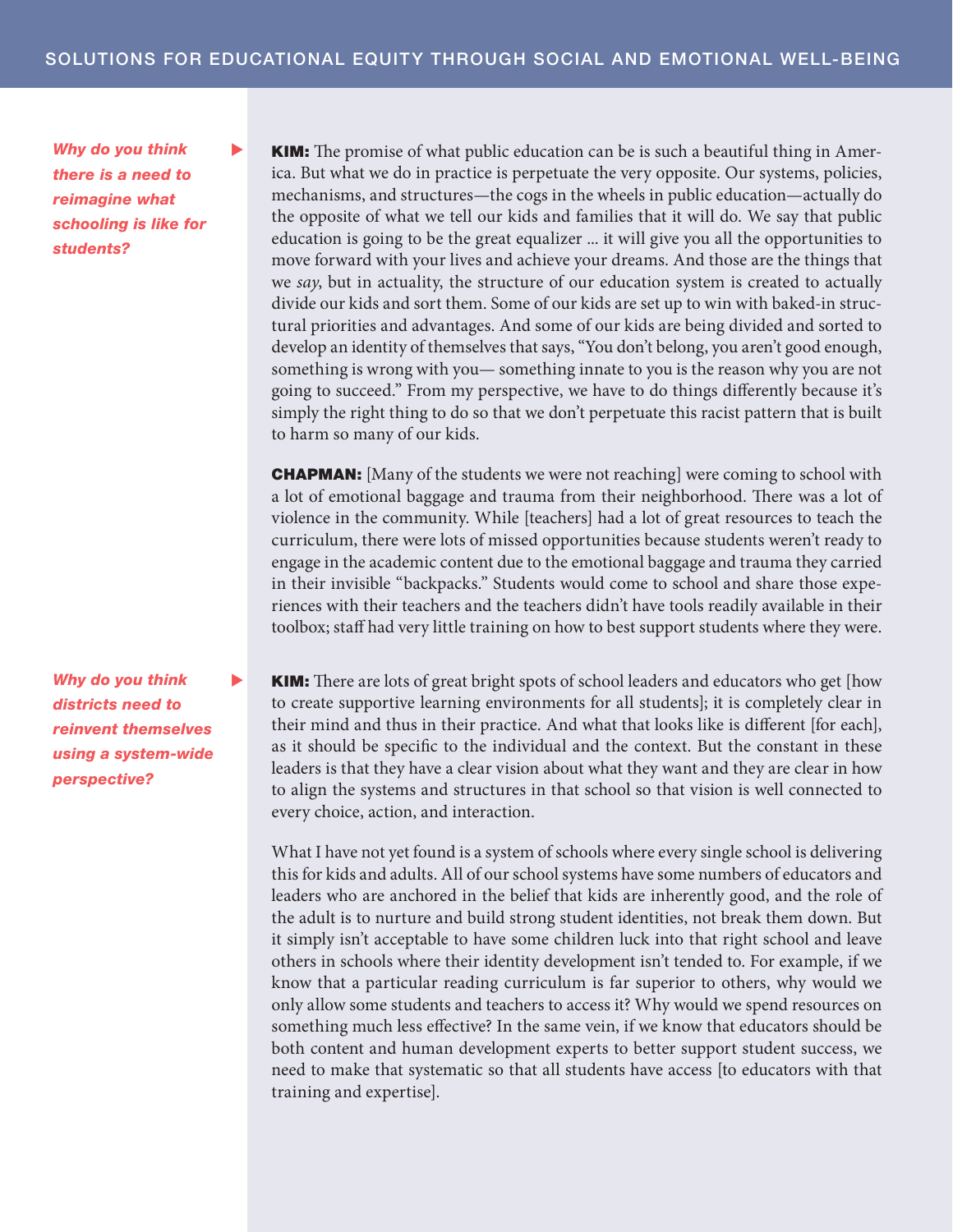*Why do you think there is a need to reimagine what schooling is like for students?*

**KIM:** The promise of what public education can be is such a beautiful thing in America. But what we do in practice is perpetuate the very opposite. Our systems, policies, mechanisms, and structures—the cogs in the wheels in public education—actually do the opposite of what we tell our kids and families that it will do. We say that public education is going to be the great equalizer ... it will give you all the opportunities to move forward with your lives and achieve your dreams. And those are the things that we *say*, but in actuality, the structure of our education system is created to actually divide our kids and sort them. Some of our kids are set up to win with baked-in structural priorities and advantages. And some of our kids are being divided and sorted to develop an identity of themselves that says, "You don't belong, you aren't good enough, something is wrong with you— something innate to you is the reason why you are not going to succeed." From my perspective, we have to do things differently because it's simply the right thing to do so that we don't perpetuate this racist pattern that is built to harm so many of our kids.

**CHAPMAN:** [Many of the students we were not reaching] were coming to school with a lot of emotional baggage and trauma from their neighborhood. There was a lot of violence in the community. While [teachers] had a lot of great resources to teach the curriculum, there were lots of missed opportunities because students weren't ready to engage in the academic content due to the emotional baggage and trauma they carried in their invisible "backpacks." Students would come to school and share those experiences with their teachers and the teachers didn't have tools readily available in their toolbox; staff had very little training on how to best support students where they were.

*Why do you think districts need to reinvent themselves using a system-wide perspective?*

**KIM:** There are lots of great bright spots of school leaders and educators who get [how to create supportive learning environments for all students]; it is completely clear in their mind and thus in their practice. And what that looks like is different [for each], as it should be specific to the individual and the context. But the constant in these leaders is that they have a clear vision about what they want and they are clear in how to align the systems and structures in that school so that vision is well connected to every choice, action, and interaction.

What I have not yet found is a system of schools where every single school is delivering this for kids and adults. All of our school systems have some numbers of educators and leaders who are anchored in the belief that kids are inherently good, and the role of the adult is to nurture and build strong student identities, not break them down. But it simply isn't acceptable to have some children luck into that right school and leave others in schools where their identity development isn't tended to. For example, if we know that a particular reading curriculum is far superior to others, why would we only allow some students and teachers to access it? Why would we spend resources on something much less effective? In the same vein, if we know that educators should be both content and human development experts to better support student success, we need to make that systematic so that all students have access [to educators with that training and expertise].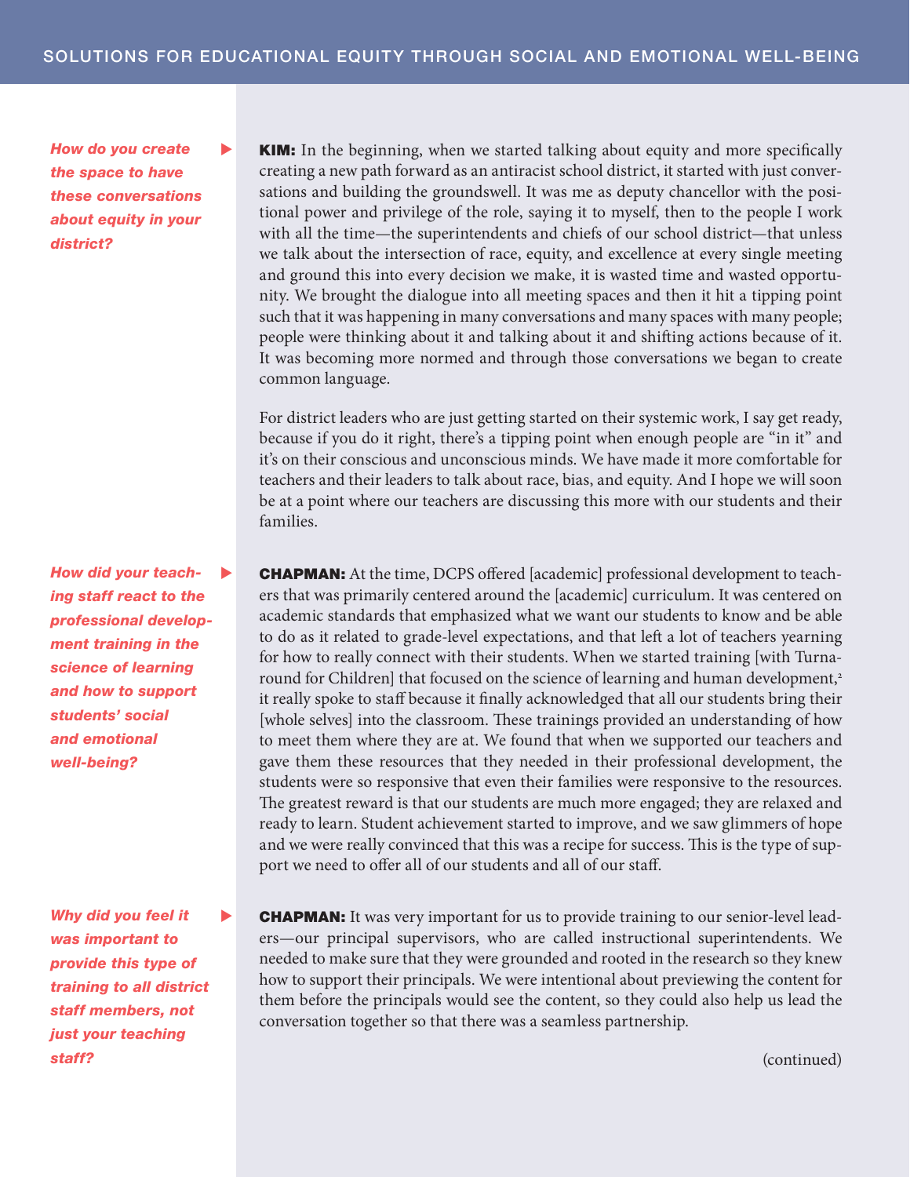*How do you create the space to have these conversations about equity in your district?*

**KIM:** In the beginning, when we started talking about equity and more specifically creating a new path forward as an antiracist school district, it started with just conversations and building the groundswell. It was me as deputy chancellor with the positional power and privilege of the role, saying it to myself, then to the people I work with all the time—the superintendents and chiefs of our school district—that unless we talk about the intersection of race, equity, and excellence at every single meeting and ground this into every decision we make, it is wasted time and wasted opportunity. We brought the dialogue into all meeting spaces and then it hit a tipping point such that it was happening in many conversations and many spaces with many people; people were thinking about it and talking about it and shifting actions because of it. It was becoming more normed and through those conversations we began to create common language.

For district leaders who are just getting started on their systemic work, I say get ready, because if you do it right, there's a tipping point when enough people are "in it" and it's on their conscious and unconscious minds. We have made it more comfortable for teachers and their leaders to talk about race, bias, and equity. And I hope we will soon be at a point where our teachers are discussing this more with our students and their families.

*How did your teaching staff react to the professional development training in the science of learning and how to support students' social and emotional well-being?*

**CHAPMAN:** At the time, DCPS offered [academic] professional development to teachers that was primarily centered around the [academic] curriculum. It was centered on academic standards that emphasized what we want our students to know and be able to do as it related to grade-level expectations, and that left a lot of teachers yearning for how to really connect with their students. When we started training [with Turnaround for Children] that focused on the science of learning and human development,[2] it really spoke to staff because it finally acknowledged that all our students bring their [whole selves] into the classroom. These trainings provided an understanding of how to meet them where they are at. We found that when we supported our teachers and gave them these resources that they needed in their professional development, the students were so responsive that even their families were responsive to the resources. The greatest reward is that our students are much more engaged; they are relaxed and ready to learn. Student achievement started to improve, and we saw glimmers of hope and we were really convinced that this was a recipe for success. This is the type of support we need to offer all of our students and all of our staff.

*Why did you feel it was important to provide this type of training to all district staff members, not just your teaching staff?*

**CHAPMAN:** It was very important for us to provide training to our senior-level leaders—our principal supervisors, who are called instructional superintendents. We needed to make sure that they were grounded and rooted in the research so they knew how to support their principals. We were intentional about previewing the content for them before the principals would see the content, so they could also help us lead the conversation together so that there was a seamless partnership.

(continued)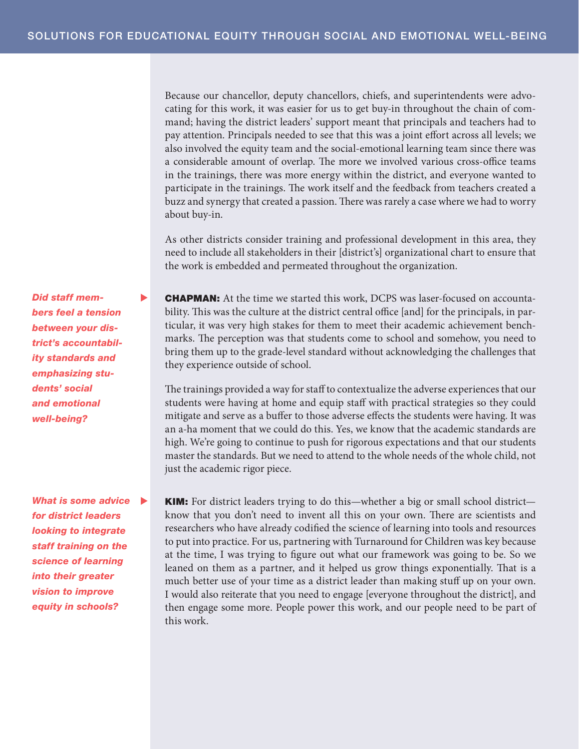Because our chancellor, deputy chancellors, chiefs, and superintendents were advocating for this work, it was easier for us to get buy-in throughout the chain of command; having the district leaders' support meant that principals and teachers had to pay attention. Principals needed to see that this was a joint effort across all levels; we also involved the equity team and the social-emotional learning team since there was a considerable amount of overlap. The more we involved various cross-office teams in the trainings, there was more energy within the district, and everyone wanted to participate in the trainings. The work itself and the feedback from teachers created a buzz and synergy that created a passion. There was rarely a case where we had to worry about buy-in.

As other districts consider training and professional development in this area, they need to include all stakeholders in their [district's] organizational chart to ensure that the work is embedded and permeated throughout the organization.

***Did staff members feel a tension between your district's accountability standards and emphasizing students' social and emotional well-being?***

**CHAPMAN:** At the time we started this work, DCPS was laser-focused on accountability. This was the culture at the district central office [and] for the principals, in particular, it was very high stakes for them to meet their academic achievement benchmarks. The perception was that students come to school and somehow, you need to bring them up to the grade-level standard without acknowledging the challenges that they experience outside of school.

The trainings provided a way for staff to contextualize the adverse experiences that our students were having at home and equip staff with practical strategies so they could mitigate and serve as a buffer to those adverse effects the students were having. It was an a-ha moment that we could do this. Yes, we know that the academic standards are high. We're going to continue to push for rigorous expectations and that our students master the standards. But we need to attend to the whole needs of the whole child, not just the academic rigor piece.

***What is some advice for district leaders looking to integrate staff training on the science of learning into their greater vision to improve equity in schools?***

**KIM:** For district leaders trying to do this—whether a big or small school district—know that you don't need to invent all this on your own. There are scientists and researchers who have already codified the science of learning into tools and resources to put into practice. For us, partnering with Turnaround for Children was key because at the time, I was trying to figure out what our framework was going to be. So we leaned on them as a partner, and it helped us grow things exponentially. That is a much better use of your time as a district leader than making stuff up on your own. I would also reiterate that you need to engage [everyone throughout the district], and then engage some more. People power this work, and our people need to be part of this work.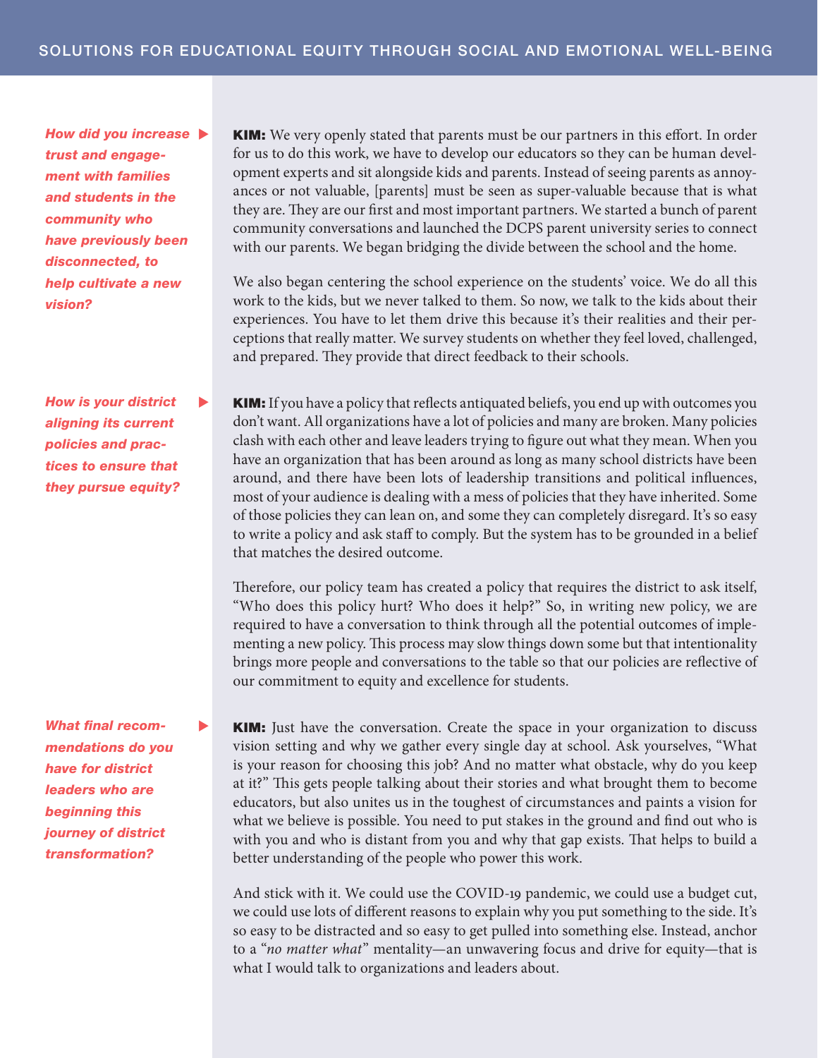***How did you increase trust and engagement with families and students in the community who have previously been disconnected, to help cultivate a new vision?***

**KIM:** We very openly stated that parents must be our partners in this effort. In order for us to do this work, we have to develop our educators so they can be human development experts and sit alongside kids and parents. Instead of seeing parents as annoyances or not valuable, [parents] must be seen as super-valuable because that is what they are. They are our first and most important partners. We started a bunch of parent community conversations and launched the DCPS parent university series to connect with our parents. We began bridging the divide between the school and the home.

We also began centering the school experience on the students' voice. We do all this work to the kids, but we never talked to them. So now, we talk to the kids about their experiences. You have to let them drive this because it's their realities and their perceptions that really matter. We survey students on whether they feel loved, challenged, and prepared. They provide that direct feedback to their schools.

***How is your district aligning its current policies and practices to ensure that they pursue equity?***

**KIM:** If you have a policy that reflects antiquated beliefs, you end up with outcomes you don't want. All organizations have a lot of policies and many are broken. Many policies clash with each other and leave leaders trying to figure out what they mean. When you have an organization that has been around as long as many school districts have been around, and there have been lots of leadership transitions and political influences, most of your audience is dealing with a mess of policies that they have inherited. Some of those policies they can lean on, and some they can completely disregard. It's so easy to write a policy and ask staff to comply. But the system has to be grounded in a belief that matches the desired outcome.

Therefore, our policy team has created a policy that requires the district to ask itself, "Who does this policy hurt? Who does it help?" So, in writing new policy, we are required to have a conversation to think through all the potential outcomes of implementing a new policy. This process may slow things down some but that intentionality brings more people and conversations to the table so that our policies are reflective of our commitment to equity and excellence for students.

***What final recommendations do you have for district leaders who are beginning this journey of district transformation?***

**KIM:** Just have the conversation. Create the space in your organization to discuss vision setting and why we gather every single day at school. Ask yourselves, "What is your reason for choosing this job? And no matter what obstacle, why do you keep at it?" This gets people talking about their stories and what brought them to become educators, but also unites us in the toughest of circumstances and paints a vision for what we believe is possible. You need to put stakes in the ground and find out who is with you and who is distant from you and why that gap exists. That helps to build a better understanding of the people who power this work.

And stick with it. We could use the COVID-19 pandemic, we could use a budget cut, we could use lots of different reasons to explain why you put something to the side. It's so easy to be distracted and so easy to get pulled into something else. Instead, anchor to a "*no matter what*" mentality—an unwavering focus and drive for equity—that is what I would talk to organizations and leaders about.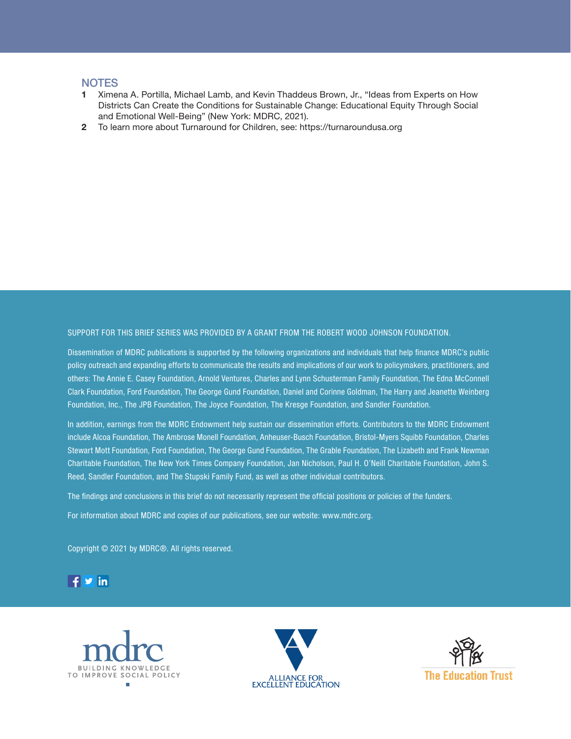## NOTES

1. Ximena A. Portilla, Michael Lamb, and Kevin Thaddeus Brown, Jr., “Ideas from Experts on How Districts Can Create the Conditions for Sustainable Change: Educational Equity Through Social and Emotional Well-Being” (New York: MDRC, 2021).
2. To learn more about Turnaround for Children, see: https://turnaroundusa.org

SUPPORT FOR THIS BRIEF SERIES WAS PROVIDED BY A GRANT FROM THE ROBERT WOOD JOHNSON FOUNDATION.

Dissemination of MDRC publications is supported by the following organizations and individuals that help finance MDRC’s public policy outreach and expanding efforts to communicate the results and implications of our work to policymakers, practitioners, and others: The Annie E. Casey Foundation, Arnold Ventures, Charles and Lynn Schusterman Family Foundation, The Edna McConnell Clark Foundation, Ford Foundation, The George Gund Foundation, Daniel and Corinne Goldman, The Harry and Jeanette Weinberg Foundation, Inc., The JPB Foundation, The Joyce Foundation, The Kresge Foundation, and Sandler Foundation.

In addition, earnings from the MDRC Endowment help sustain our dissemination efforts. Contributors to the MDRC Endowment include Alcoa Foundation, The Ambrose Monell Foundation, Anheuser-Busch Foundation, Bristol-Myers Squibb Foundation, Charles Stewart Mott Foundation, Ford Foundation, The George Gund Foundation, The Grable Foundation, The Lizabeth and Frank Newman Charitable Foundation, The New York Times Company Foundation, Jan Nicholson, Paul H. O’Neill Charitable Foundation, John S. Reed, Sandler Foundation, and The Stupski Family Fund, as well as other individual contributors.

The findings and conclusions in this brief do not necessarily represent the official positions or policies of the funders.

For information about MDRC and copies of our publications, see our website: www.mdrc.org.

Copyright © 2021 by MDRC®. All rights reserved.

mdrc
BUILDING KNOWLEDGE
TO IMPROVE SOCIAL POLICY

ALLIANCE FOR
EXCELLENT EDUCATION

The Education Trust